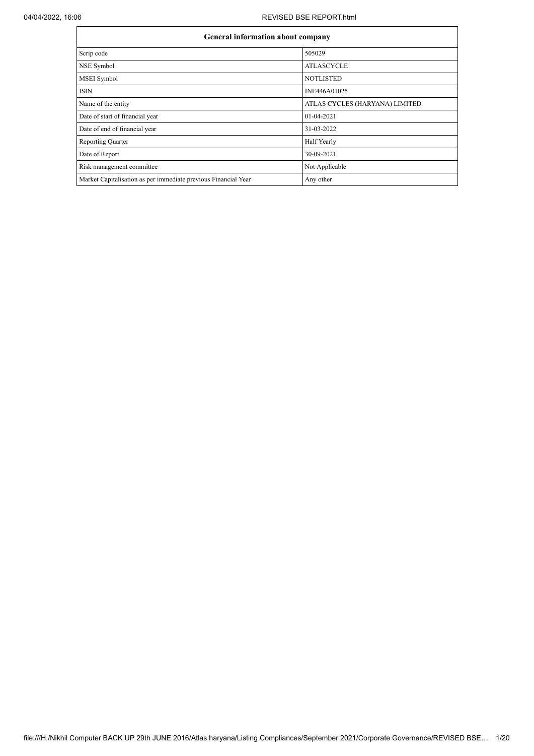| General information about company | |
|---|---|
| Scrip code | 505029 |
| NSE Symbol | ATLASCYCLE |
| MSEI Symbol | NOTLISTED |
| ISIN | INE446A01025 |
| Name of the entity | ATLAS CYCLES (HARYANA) LIMITED |
| Date of start of financial year | 01-04-2021 |
| Date of end of financial year | 31-03-2022 |
| Reporting Quarter | Half Yearly |
| Date of Report | 30-09-2021 |
| Risk management committee | Not Applicable |
| Market Capitalisation as per immediate previous Financial Year | Any other |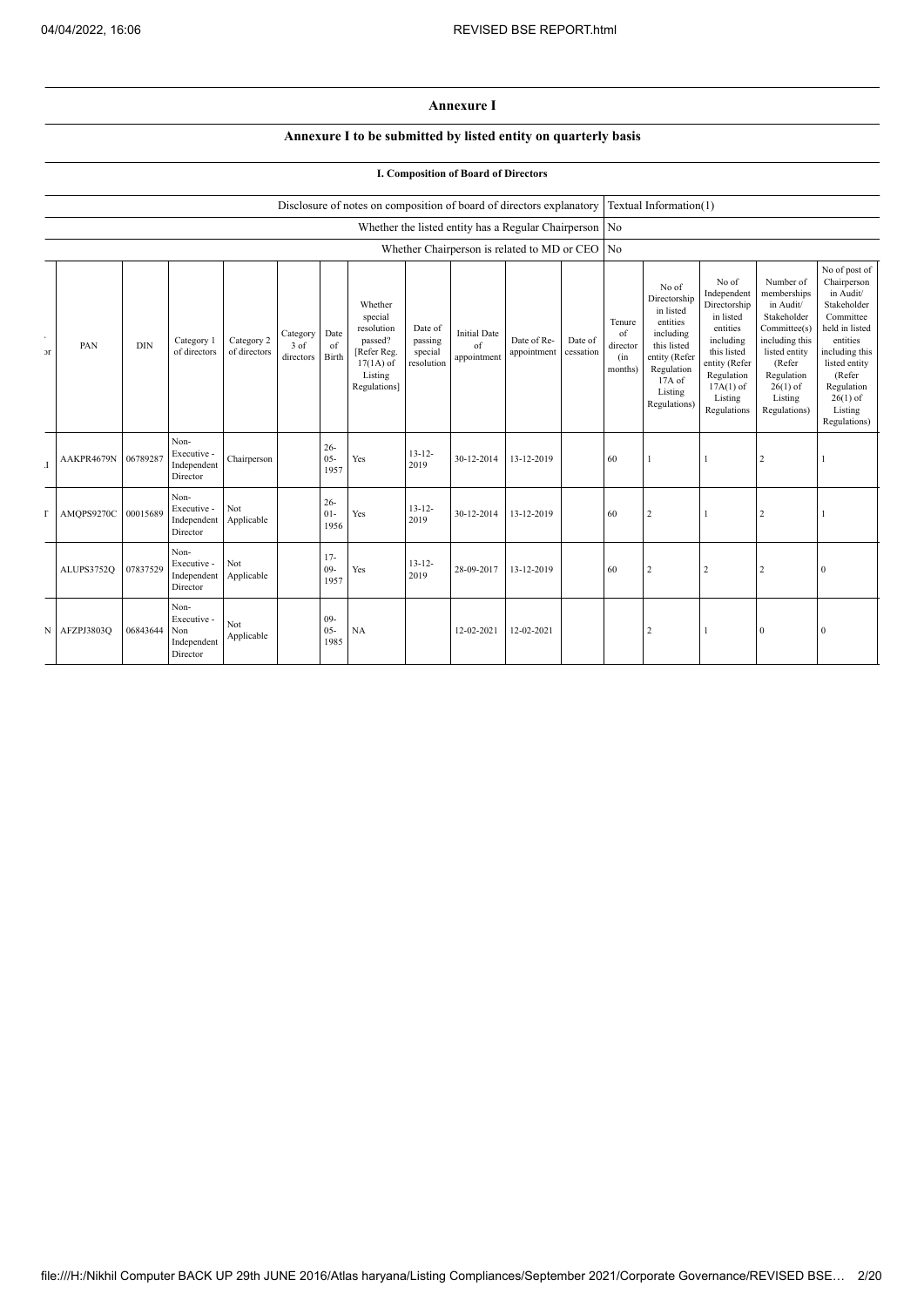# Annexure I

## Annexure I to be submitted by listed entity on quarterly basis

### I. Composition of Board of Directors

| Disclosure of notes on composition of board of directors explanatory | Textual Information(1) |
|---|---|
| Whether the listed entity has a Regular Chairperson | No |
| Whether Chairperson is related to MD or CEO | No |

| ...or | PAN | DIN | Category 1 of directors | Category 2 of directors | Category 3 of directors | Date of Birth | Whether special resolution passed? [Refer Reg. 17(1A) of Listing Regulations] | Date of passing special resolution | Initial Date of appointment | Date of Re-appointment | Date of cessation | Tenure of director (in months) | No of Directorship in listed entities including this listed entity (Refer Regulation 17A of Listing Regulations) | No of Independent Directorship in listed entities including this listed entity (Refer Regulation 17A(1) of Listing Regulations | Number of memberships in Audit/ Stakeholder Committee(s) including this listed entity (Refer Regulation 26(1) of Listing Regulations) | No of post of Chairperson in Audit/ Stakeholder Committee held in listed entities including this listed entity (Refer Regulation 26(1) of Listing Regulations) |
|---|---|---|---|---|---|---|---|---|---|---|---|---|---|---|---|---|
| .I | AAKPR4679N | 06789287 | Non-Executive - Independent Director | Chairperson | | 26-05-1957 | Yes | 13-12-2019 | 30-12-2014 | 13-12-2019 | | 60 | 1 | 1 | 2 | 1 |
| T | AMQPS9270C | 00015689 | Non-Executive - Independent Director | Not Applicable | | 26-01-1956 | Yes | 13-12-2019 | 30-12-2014 | 13-12-2019 | | 60 | 2 | 1 | 2 | 1 |
| | ALUPS3752Q | 07837529 | Non-Executive - Independent Director | Not Applicable | | 17-09-1957 | Yes | 13-12-2019 | 28-09-2017 | 13-12-2019 | | 60 | 2 | 2 | 2 | 0 |
| N | AFZPJ3803Q | 06843644 | Non-Executive - Non Independent Director | Not Applicable | | 09-05-1985 | NA | | 12-02-2021 | 12-02-2021 | | | 2 | 1 | 0 | 0 |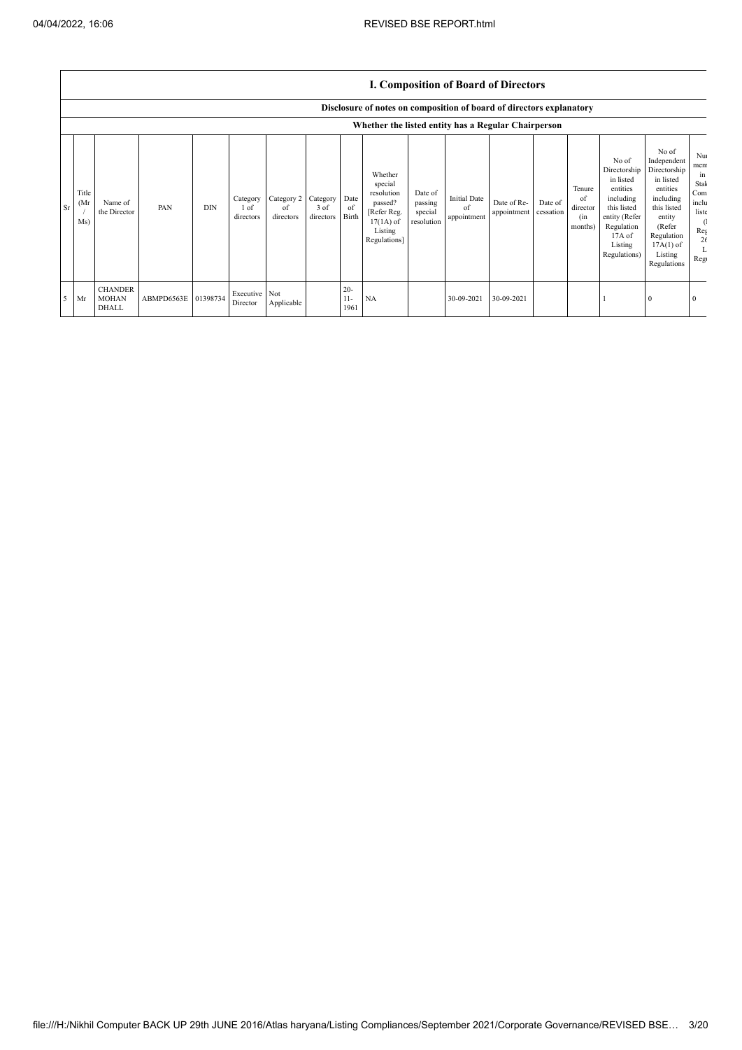## I. Composition of Board of Directors

Disclosure of notes on composition of board of directors explanatory

Whether the listed entity has a Regular Chairperson

| Sr | Title (Mr / Ms) | Name of the Director | PAN | DIN | Category 1 of directors | Category 2 of directors | Category 3 of directors | Date of Birth | Whether special resolution passed? [Refer Reg. 17(1A) of Listing Regulations] | Date of passing special resolution | Initial Date of appointment | Date of Re-appointment | Date of cessation | Tenure of director (in months) | No of Directorship in listed entities including this listed entity (Refer Regulation 17A of Listing Regulations) | No of Independent Directorship in listed entities including this listed entity (Refer Regulation 17A(1) of Listing Regulations | Nu mem in Stak Com inclu liste (l Reg 26 L Reg |
|---|---|---|---|---|---|---|---|---|---|---|---|---|---|---|---|---|---|
| 5 | Mr | CHANDER MOHAN DHALL | ABMPD6563E | 01398734 | Executive Director | Not Applicable | | 20-11-1961 | NA | | 30-09-2021 | 30-09-2021 | | | 1 | 0 | 0 |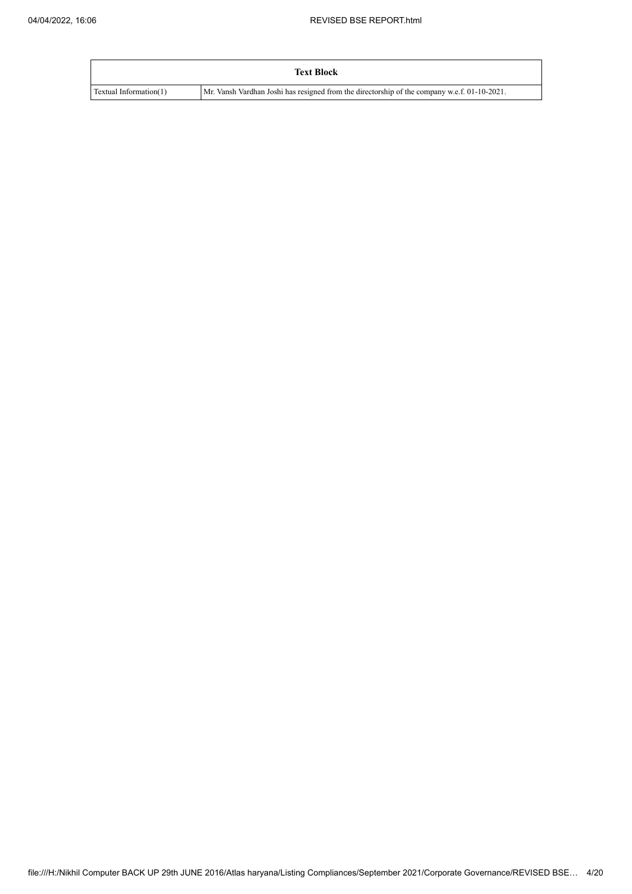| Text Block | |
|---|---|
| Textual Information(1) | Mr. Vansh Vardhan Joshi has resigned from the directorship of the company w.e.f. 01-10-2021. |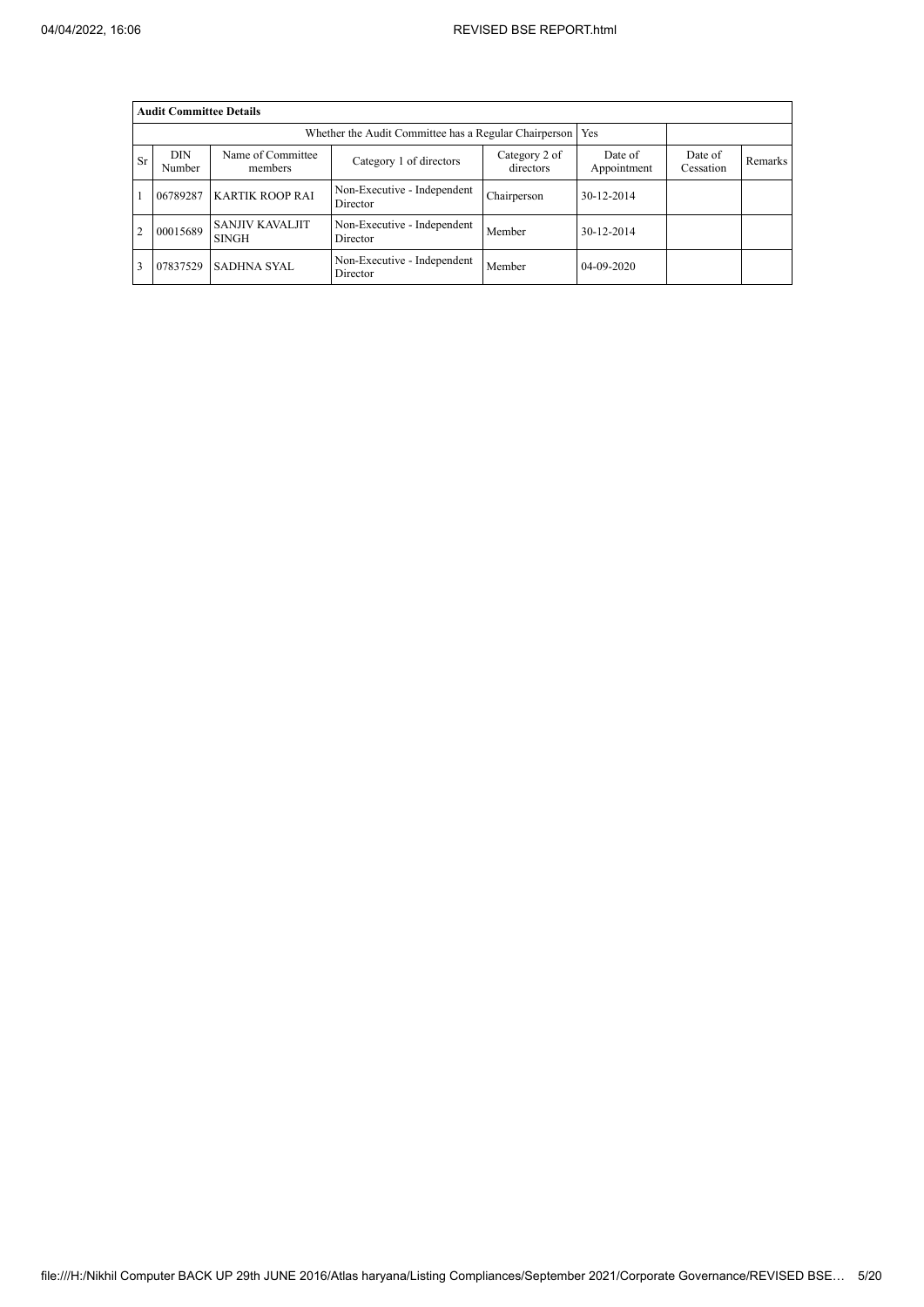| **Audit Committee Details** | | | | | | | |
|---|---|---|---|---|---|---|---|
| Whether the Audit Committee has a Regular Chairperson | | | | | Yes | | |
| Sr | DIN Number | Name of Committee members | Category 1 of directors | Category 2 of directors | Date of Appointment | Date of Cessation | Remarks |
| 1 | 06789287 | KARTIK ROOP RAI | Non-Executive - Independent Director | Chairperson | 30-12-2014 | | |
| 2 | 00015689 | SANJIV KAVALJIT SINGH | Non-Executive - Independent Director | Member | 30-12-2014 | | |
| 3 | 07837529 | SADHNA SYAL | Non-Executive - Independent Director | Member | 04-09-2020 | | |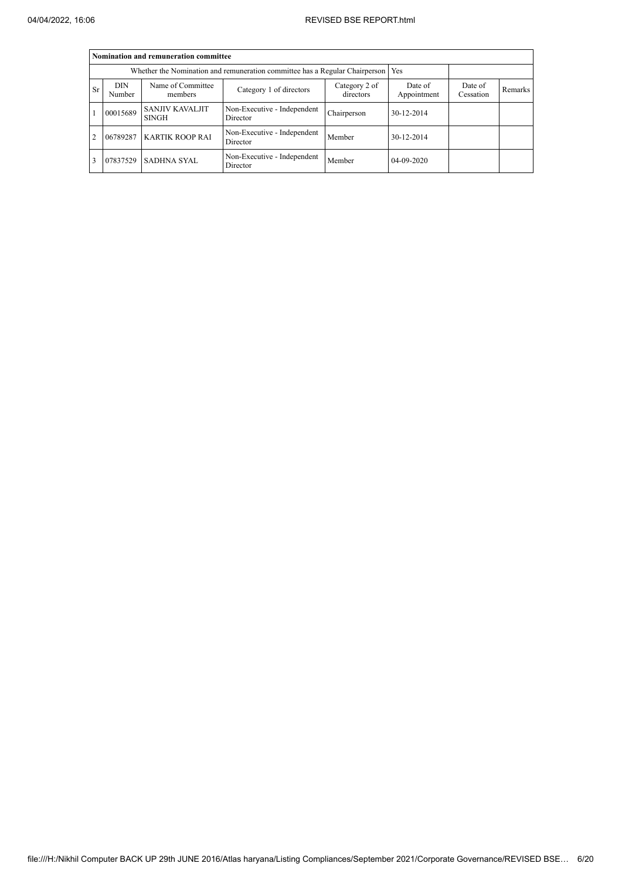| Nomination and remuneration committee | | | | | | | |
|---|---|---|---|---|---|---|---|
| Whether the Nomination and remuneration committee has a Regular Chairperson | | | | | Yes | | |
| Sr | DIN Number | Name of Committee members | Category 1 of directors | Category 2 of directors | Date of Appointment | Date of Cessation | Remarks |
| 1 | 00015689 | SANJIV KAVALJIT SINGH | Non-Executive - Independent Director | Chairperson | 30-12-2014 | | |
| 2 | 06789287 | KARTIK ROOP RAI | Non-Executive - Independent Director | Member | 30-12-2014 | | |
| 3 | 07837529 | SADHNA SYAL | Non-Executive - Independent Director | Member | 04-09-2020 | | |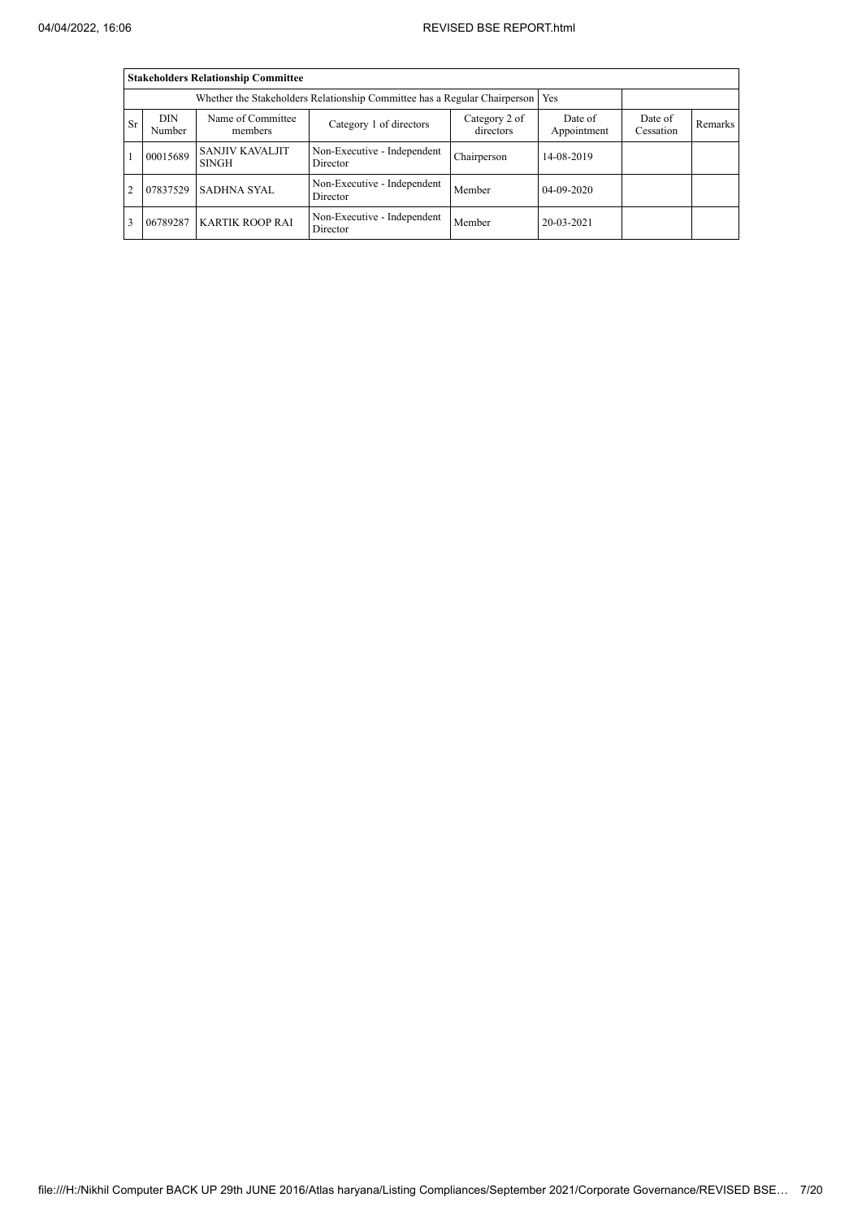| Stakeholders Relationship Committee | | | | | | | |
|---|---|---|---|---|---|---|---|
| Whether the Stakeholders Relationship Committee has a Regular Chairperson | | | | | Yes | | |
| Sr | DIN Number | Name of Committee members | Category 1 of directors | Category 2 of directors | Date of Appointment | Date of Cessation | Remarks |
| 1 | 00015689 | SANJIV KAVALJIT SINGH | Non-Executive - Independent Director | Chairperson | 14-08-2019 | | |
| 2 | 07837529 | SADHNA SYAL | Non-Executive - Independent Director | Member | 04-09-2020 | | |
| 3 | 06789287 | KARTIK ROOP RAI | Non-Executive - Independent Director | Member | 20-03-2021 | | |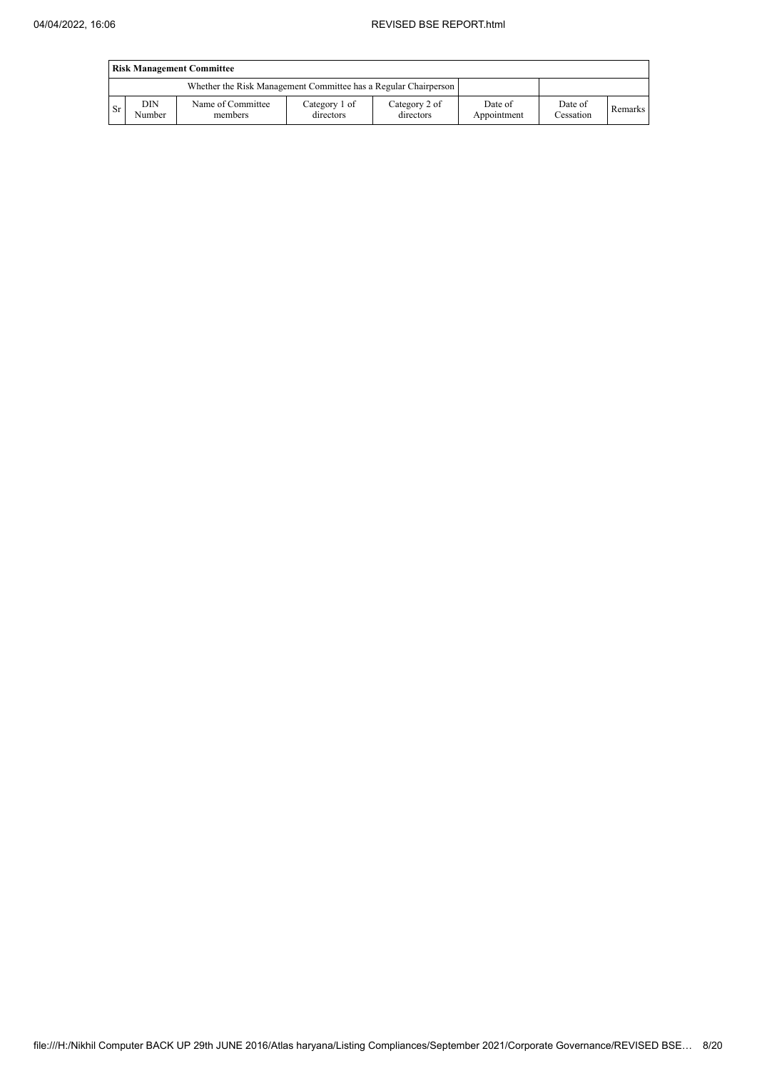| Risk Management Committee | | | | | | | |
|---|---|---|---|---|---|---|---|
| Whether the Risk Management Committee has a Regular Chairperson | | | | | | | |
| Sr | DIN Number | Name of Committee members | Category 1 of directors | Category 2 of directors | Date of Appointment | Date of Cessation | Remarks |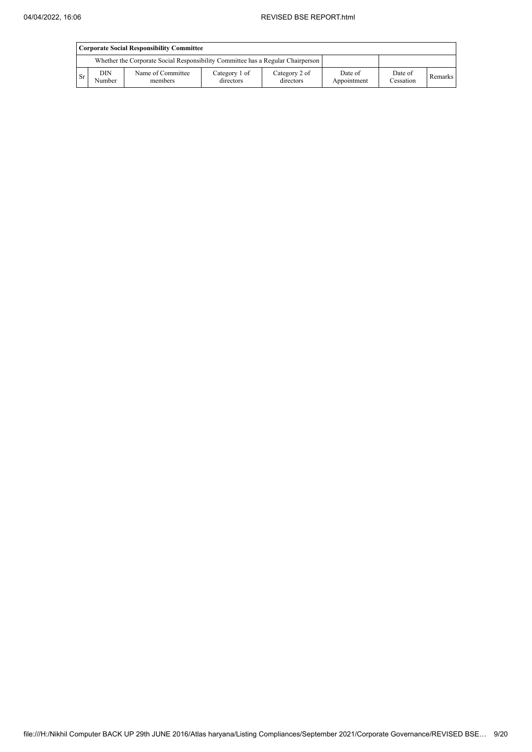| Corporate Social Responsibility Committee | | | | | | | |
|---|---|---|---|---|---|---|---|
| Whether the Corporate Social Responsibility Committee has a Regular Chairperson | | | | | | | |
| Sr | DIN Number | Name of Committee members | Category 1 of directors | Category 2 of directors | Date of Appointment | Date of Cessation | Remarks |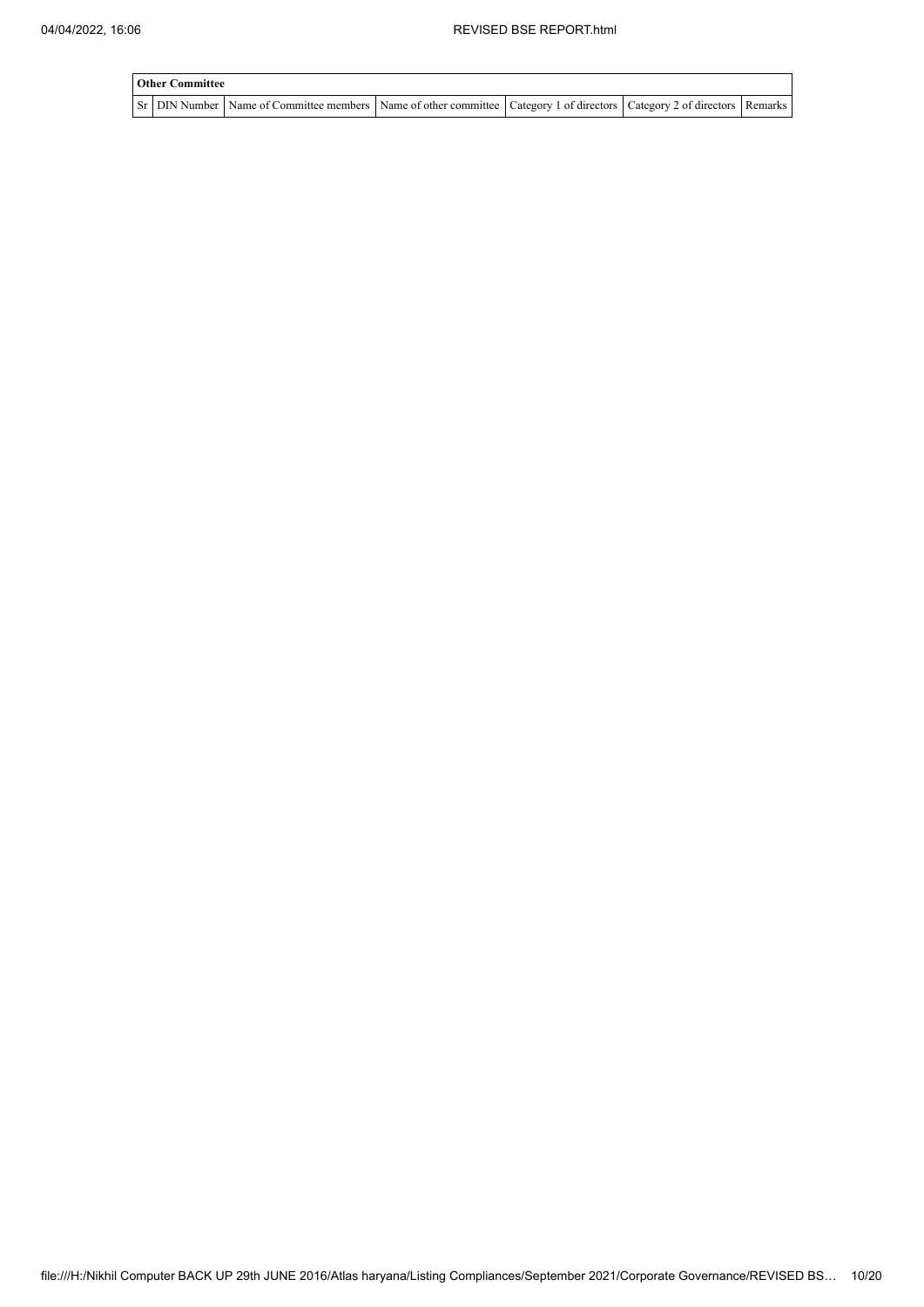| Other Committee | | | | | | |
|---|---|---|---|---|---|---|
| Sr | DIN Number | Name of Committee members | Name of other committee | Category 1 of directors | Category 2 of directors | Remarks |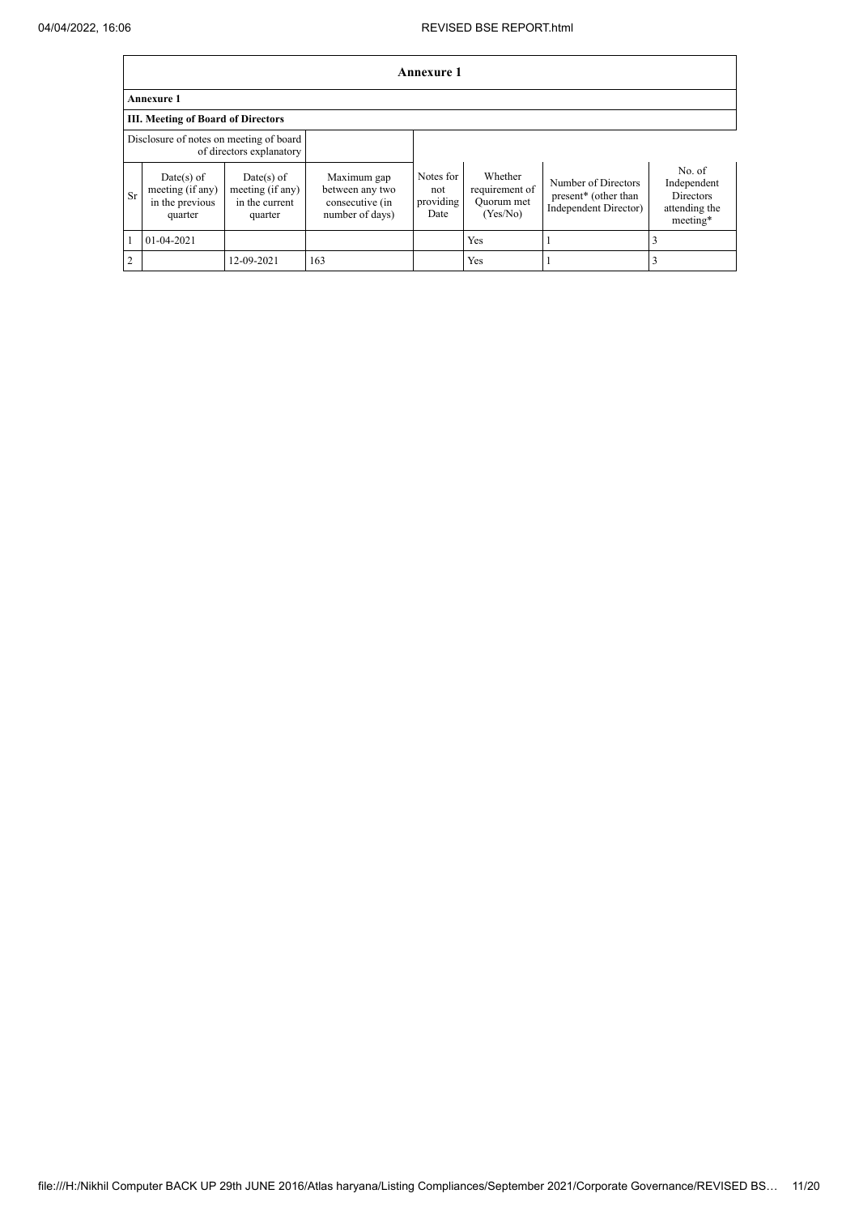# Annexure 1

## Annexure 1

### III. Meeting of Board of Directors

| Disclosure of notes on meeting of board of directors explanatory | | | | | | | |
|---|---|---|---|---|---|---|---|
| Sr | Date(s) of meeting (if any) in the previous quarter | Date(s) of meeting (if any) in the current quarter | Maximum gap between any two consecutive (in number of days) | Notes for not providing Date | Whether requirement of Quorum met (Yes/No) | Number of Directors present* (other than Independent Director) | No. of Independent Directors attending the meeting* |
| 1 | 01-04-2021 | | | | Yes | 1 | 3 |
| 2 | | 12-09-2021 | 163 | | Yes | 1 | 3 |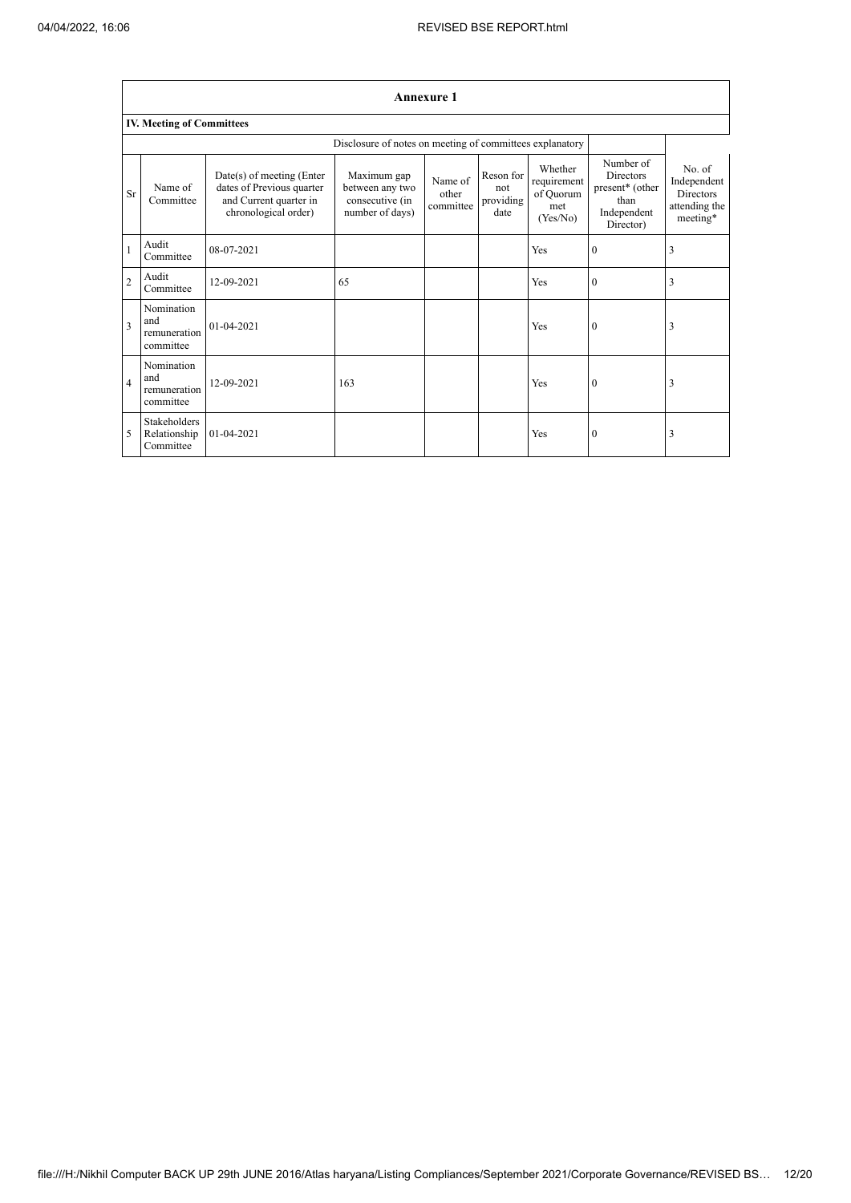## Annexure 1

### IV. Meeting of Committees

| | | Disclosure of notes on meeting of committees explanatory | | | | | | |
|---|---|---|---|---|---|---|---|---|
| Sr | Name of Committee | Date(s) of meeting (Enter dates of Previous quarter and Current quarter in chronological order) | Maximum gap between any two consecutive (in number of days) | Name of other committee | Reson for not providing date | Whether requirement of Quorum met (Yes/No) | Number of Directors present* (other than Independent Director) | No. of Independent Directors attending the meeting* |
| 1 | Audit Committee | 08-07-2021 | | | | Yes | 0 | 3 |
| 2 | Audit Committee | 12-09-2021 | 65 | | | Yes | 0 | 3 |
| 3 | Nomination and remuneration committee | 01-04-2021 | | | | Yes | 0 | 3 |
| 4 | Nomination and remuneration committee | 12-09-2021 | 163 | | | Yes | 0 | 3 |
| 5 | Stakeholders Relationship Committee | 01-04-2021 | | | | Yes | 0 | 3 |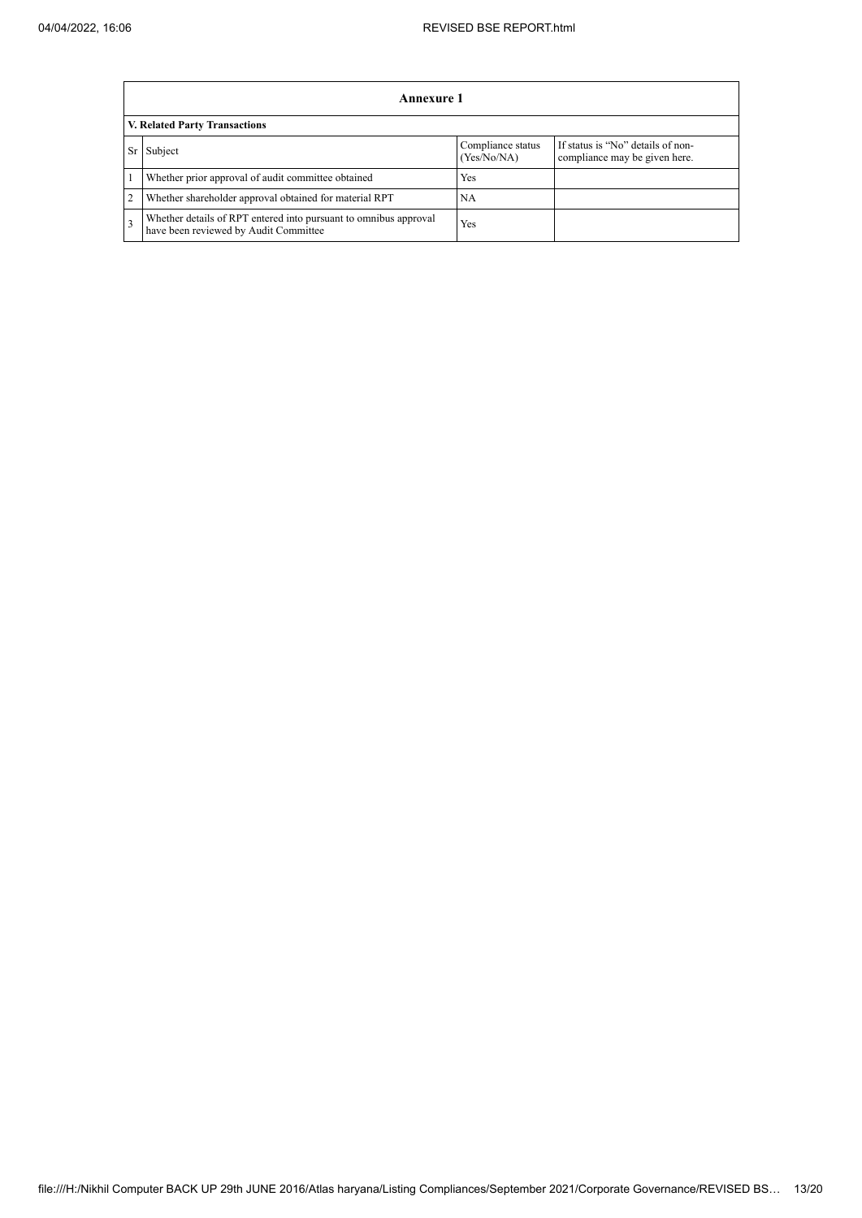| Annexure 1 | | | |
|---|---|---|---|
| **V. Related Party Transactions** | | | |
| Sr | Subject | Compliance status (Yes/No/NA) | If status is "No" details of non-compliance may be given here. |
| 1 | Whether prior approval of audit committee obtained | Yes | |
| 2 | Whether shareholder approval obtained for material RPT | NA | |
| 3 | Whether details of RPT entered into pursuant to omnibus approval have been reviewed by Audit Committee | Yes | |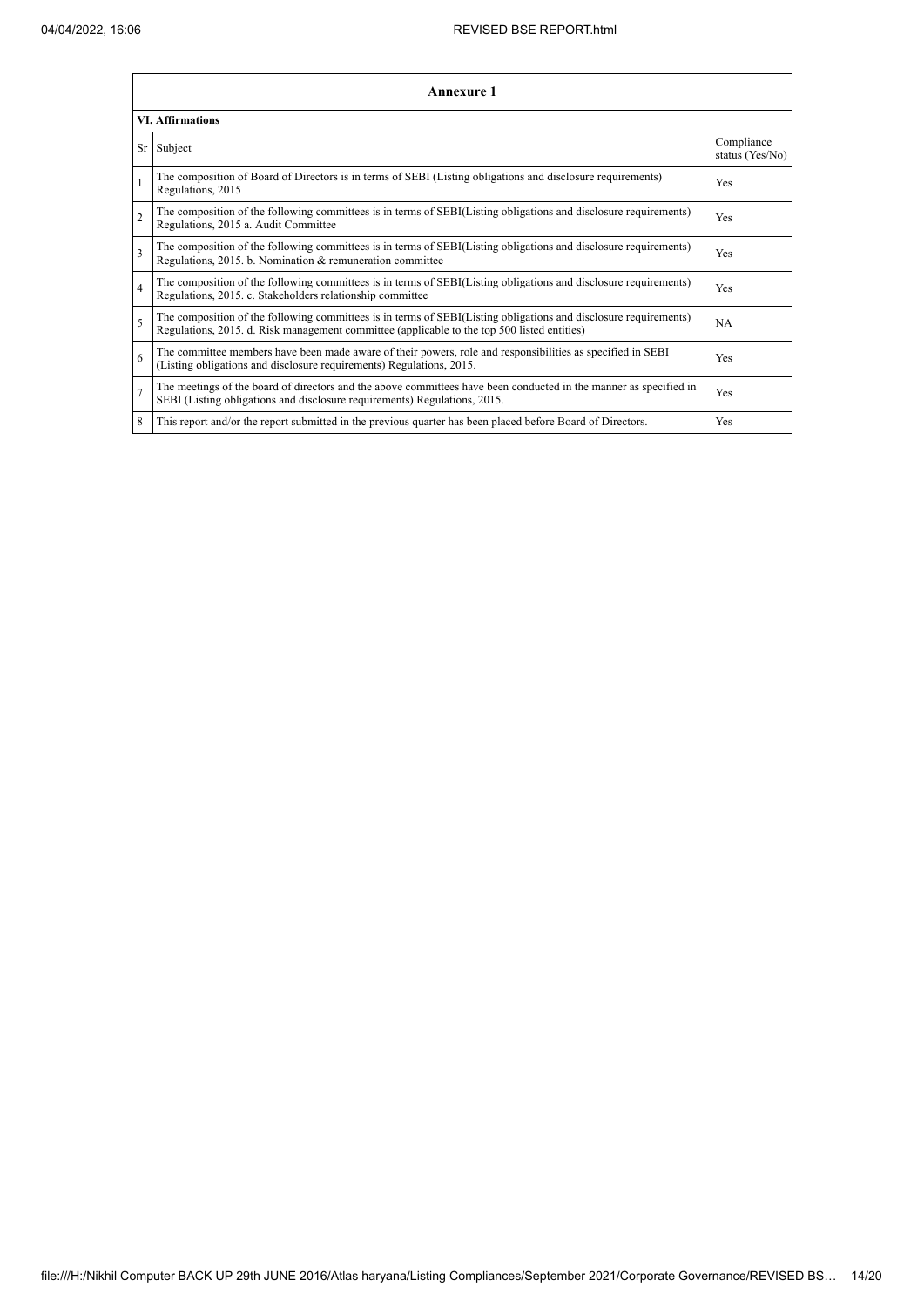| Annexure 1 | | |
|---|---|---|
| **VI. Affirmations** | | |
| Sr | Subject | Compliance status (Yes/No) |
| 1 | The composition of Board of Directors is in terms of SEBI (Listing obligations and disclosure requirements) Regulations, 2015 | Yes |
| 2 | The composition of the following committees is in terms of SEBI(Listing obligations and disclosure requirements) Regulations, 2015 a. Audit Committee | Yes |
| 3 | The composition of the following committees is in terms of SEBI(Listing obligations and disclosure requirements) Regulations, 2015. b. Nomination & remuneration committee | Yes |
| 4 | The composition of the following committees is in terms of SEBI(Listing obligations and disclosure requirements) Regulations, 2015. c. Stakeholders relationship committee | Yes |
| 5 | The composition of the following committees is in terms of SEBI(Listing obligations and disclosure requirements) Regulations, 2015. d. Risk management committee (applicable to the top 500 listed entities) | NA |
| 6 | The committee members have been made aware of their powers, role and responsibilities as specified in SEBI (Listing obligations and disclosure requirements) Regulations, 2015. | Yes |
| 7 | The meetings of the board of directors and the above committees have been conducted in the manner as specified in SEBI (Listing obligations and disclosure requirements) Regulations, 2015. | Yes |
| 8 | This report and/or the report submitted in the previous quarter has been placed before Board of Directors. | Yes |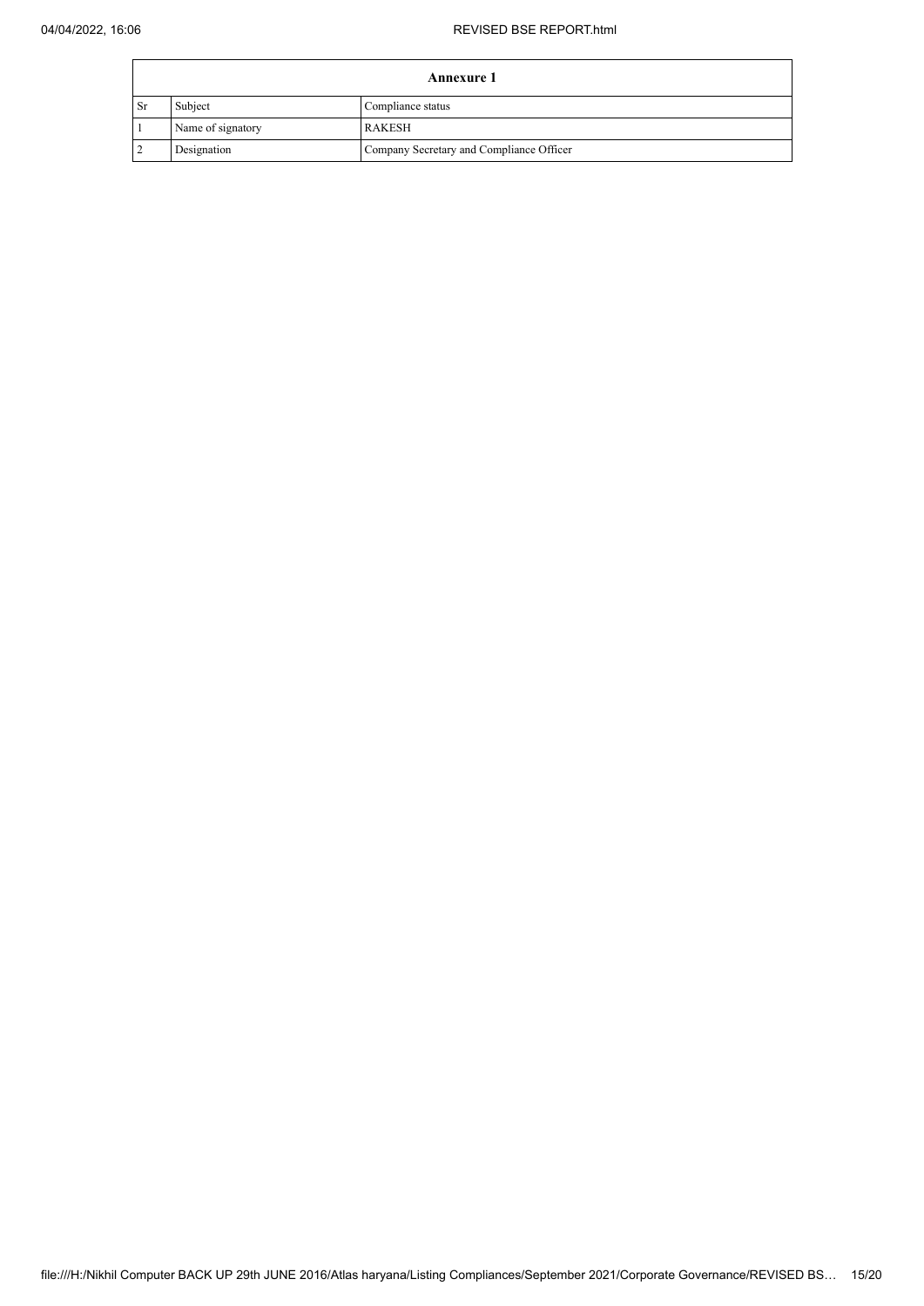| Annexure 1 | | |
|---|---|---|
| Sr | Subject | Compliance status |
| 1 | Name of signatory | RAKESH |
| 2 | Designation | Company Secretary and Compliance Officer |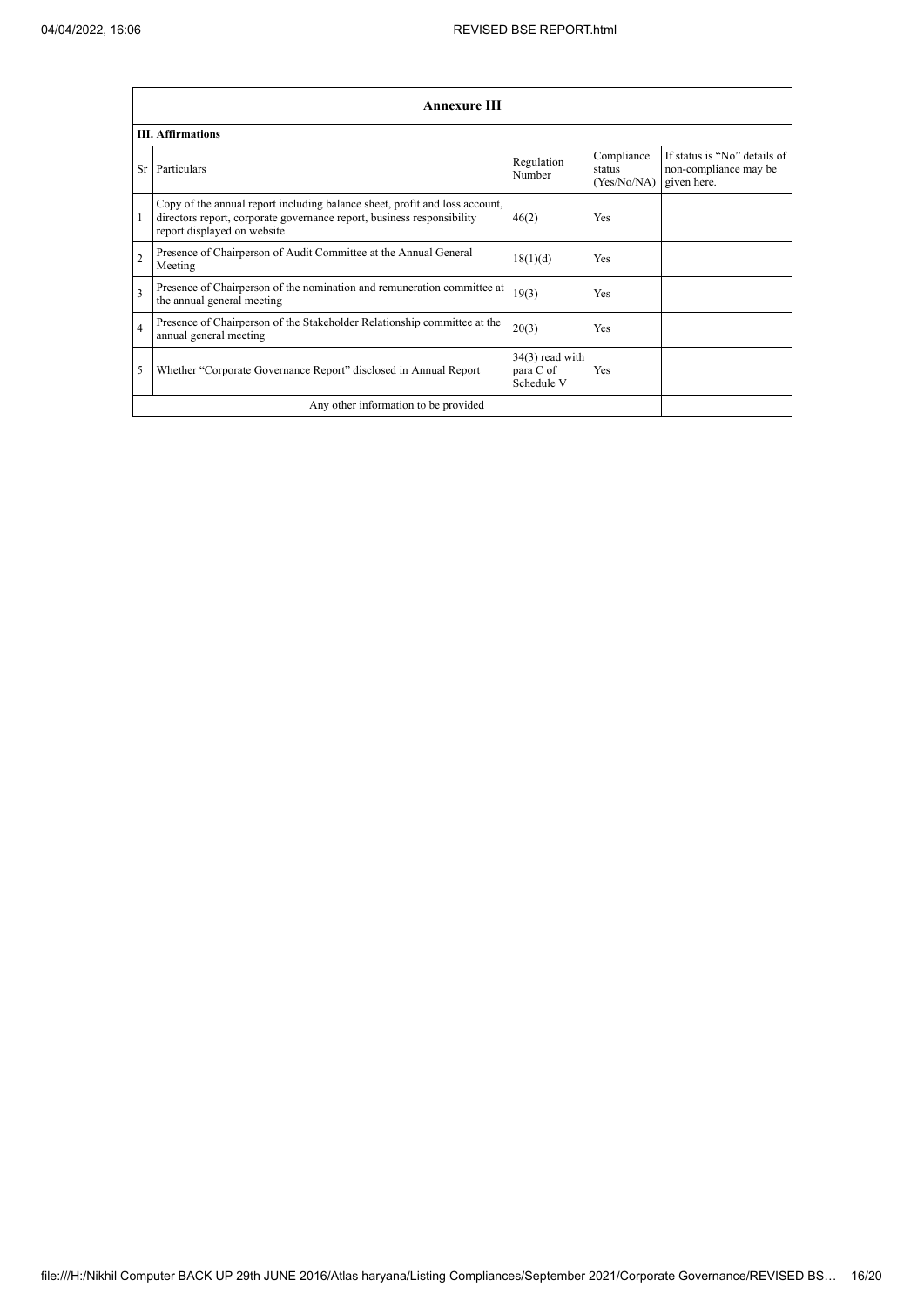## Annexure III

### III. Affirmations

| Sr | Particulars | Regulation Number | Compliance status (Yes/No/NA) | If status is "No" details of non-compliance may be given here. |
|---|---|---|---|---|
| 1 | Copy of the annual report including balance sheet, profit and loss account, directors report, corporate governance report, business responsibility report displayed on website | 46(2) | Yes | |
| 2 | Presence of Chairperson of Audit Committee at the Annual General Meeting | 18(1)(d) | Yes | |
| 3 | Presence of Chairperson of the nomination and remuneration committee at the annual general meeting | 19(3) | Yes | |
| 4 | Presence of Chairperson of the Stakeholder Relationship committee at the annual general meeting | 20(3) | Yes | |
| 5 | Whether "Corporate Governance Report" disclosed in Annual Report | 34(3) read with para C of Schedule V | Yes | |
| | Any other information to be provided | | | |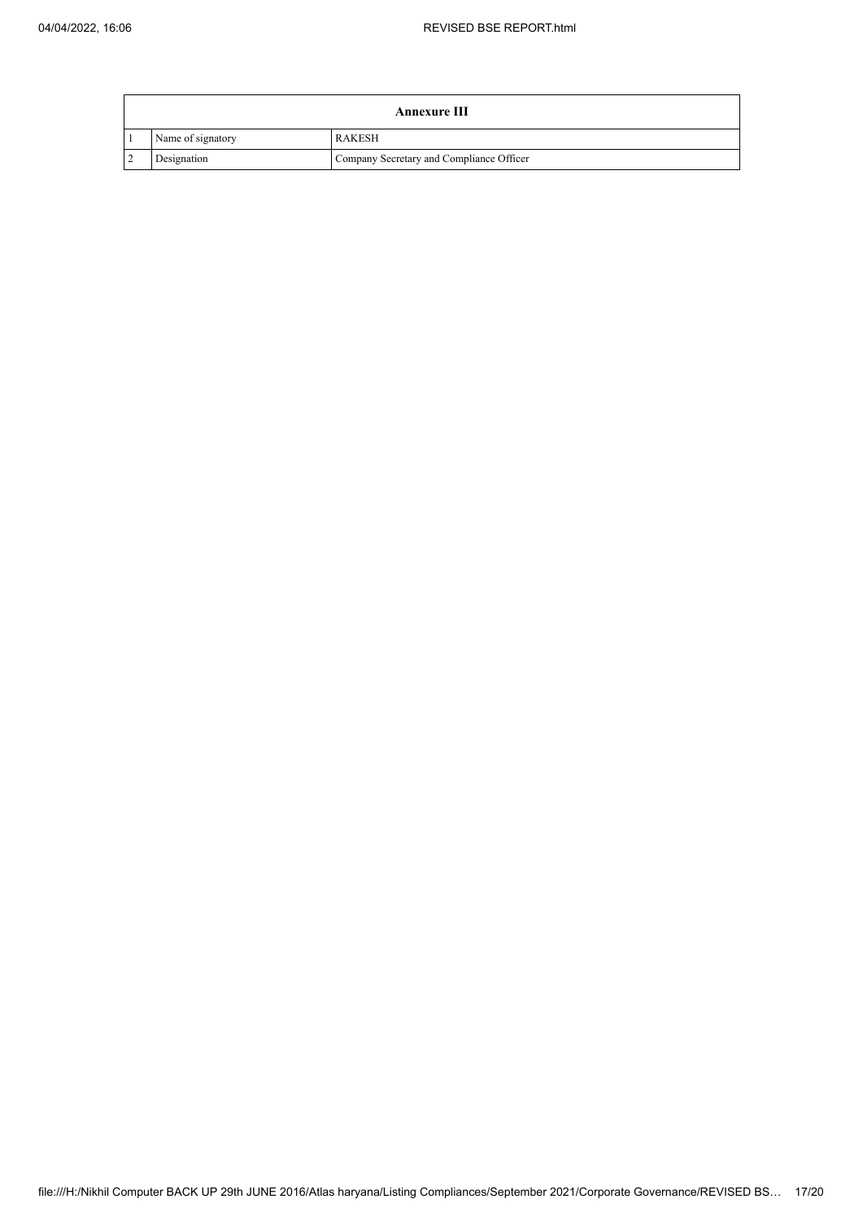| Annexure III | | |
|---|---|---|
| 1 | Name of signatory | RAKESH |
| 2 | Designation | Company Secretary and Compliance Officer |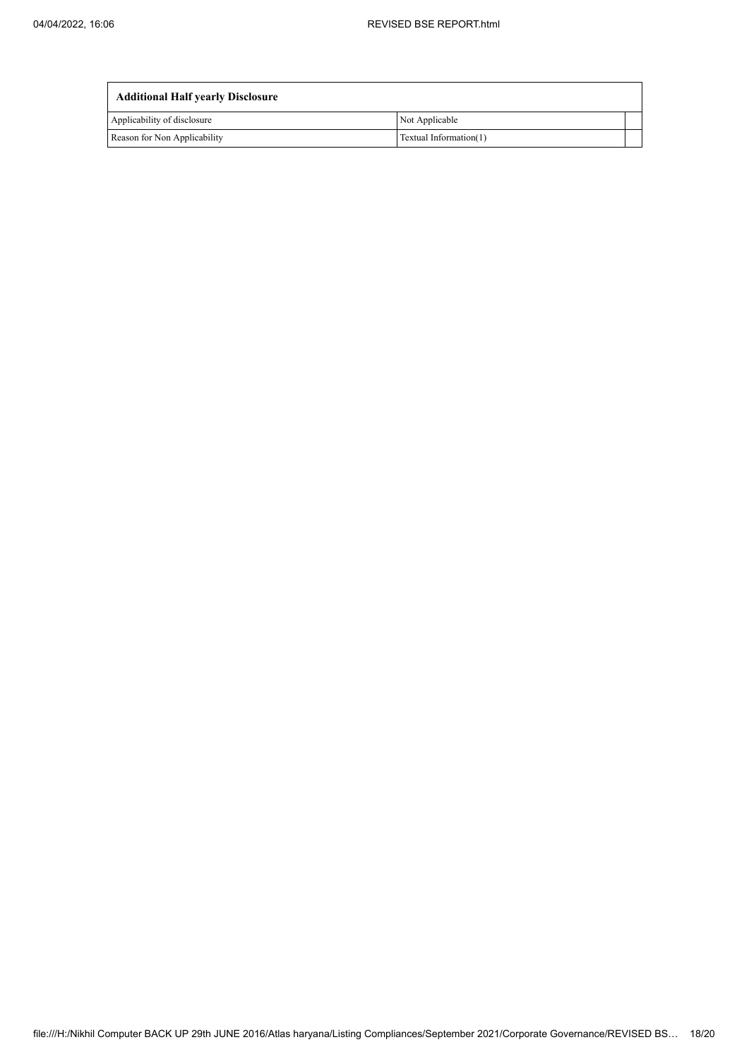| Additional Half yearly Disclosure | | |
|---|---|---|
| Applicability of disclosure | Not Applicable | |
| Reason for Non Applicability | Textual Information(1) | |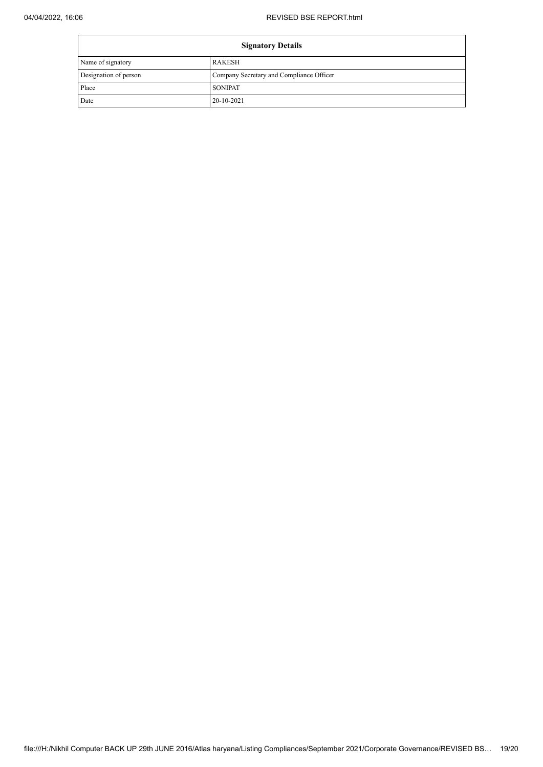| Signatory Details | |
|---|---|
| Name of signatory | RAKESH |
| Designation of person | Company Secretary and Compliance Officer |
| Place | SONIPAT |
| Date | 20-10-2021 |